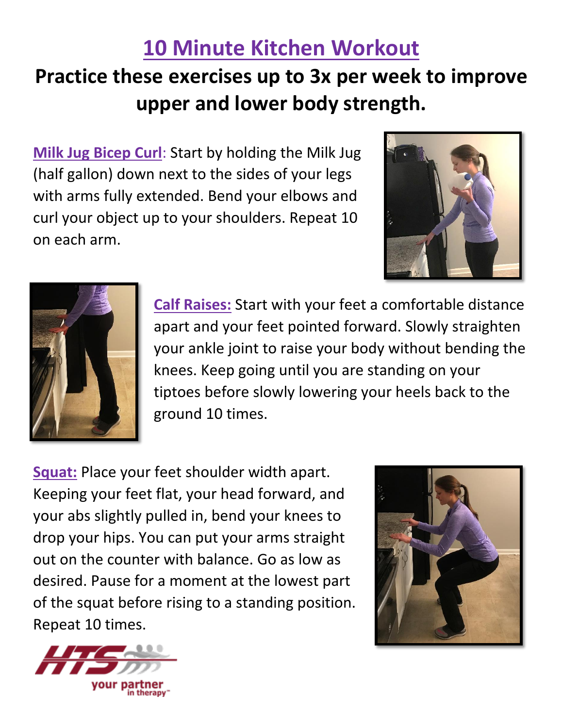# 10 Minute Kitchen Workout

## Practice these exercises up to 3x per week to improve upper and lower body strength.

**Milk Jug Bicep Curl**: Start by holding the Milk Jug (half gallon) down next to the sides of your legs with arms fully extended. Bend your elbows and curl your object up to your shoulders. Repeat 10 on each arm.

**Calf Raises:** Start with your feet a comfortable distance apart and your feet pointed forward. Slowly straighten your ankle joint to raise your body without bending the knees. Keep going until you are standing on your tiptoes before slowly lowering your heels back to the ground 10 times.

**Squat:** Place your feet shoulder width apart. Keeping your feet flat, your head forward, and your abs slightly pulled in, bend your knees to drop your hips. You can put your arms straight out on the counter with balance. Go as low as desired. Pause for a moment at the lowest part of the squat before rising to a standing position. Repeat 10 times.

HTS your partner in therapy™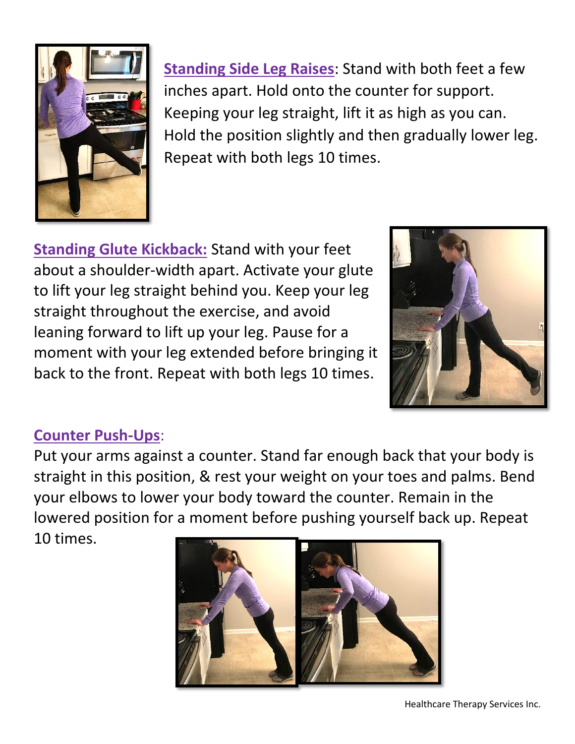**Standing Side Leg Raises**: Stand with both feet a few inches apart. Hold onto the counter for support. Keeping your leg straight, lift it as high as you can. Hold the position slightly and then gradually lower leg. Repeat with both legs 10 times.

**Standing Glute Kickback:** Stand with your feet about a shoulder-width apart. Activate your glute to lift your leg straight behind you. Keep your leg straight throughout the exercise, and avoid leaning forward to lift up your leg. Pause for a moment with your leg extended before bringing it back to the front. Repeat with both legs 10 times.

**Counter Push-Ups**:

Put your arms against a counter. Stand far enough back that your body is straight in this position, & rest your weight on your toes and palms. Bend your elbows to lower your body toward the counter. Remain in the lowered position for a moment before pushing yourself back up. Repeat 10 times.